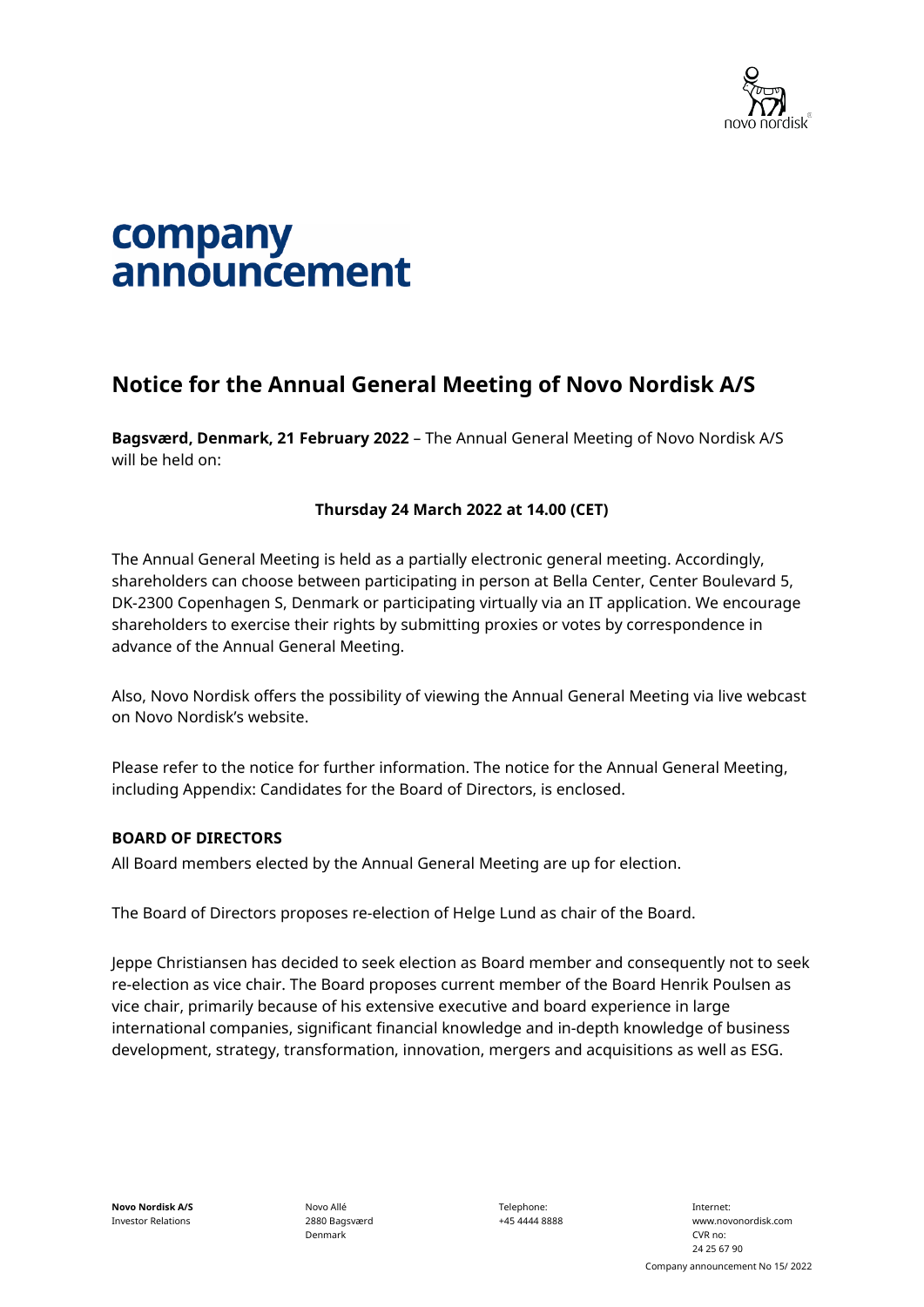# company announcement

## Notice for the Annual General Meeting of Novo Nordisk A/S

**Bagsværd, Denmark, 21 February 2022** – The Annual General Meeting of Novo Nordisk A/S will be held on:

**Thursday 24 March 2022 at 14.00 (CET)**

The Annual General Meeting is held as a partially electronic general meeting. Accordingly, shareholders can choose between participating in person at Bella Center, Center Boulevard 5, DK-2300 Copenhagen S, Denmark or participating virtually via an IT application. We encourage shareholders to exercise their rights by submitting proxies or votes by correspondence in advance of the Annual General Meeting.

Also, Novo Nordisk offers the possibility of viewing the Annual General Meeting via live webcast on Novo Nordisk's website.

Please refer to the notice for further information. The notice for the Annual General Meeting, including Appendix: Candidates for the Board of Directors, is enclosed.

### BOARD OF DIRECTORS

All Board members elected by the Annual General Meeting are up for election.

The Board of Directors proposes re-election of Helge Lund as chair of the Board.

Jeppe Christiansen has decided to seek election as Board member and consequently not to seek re-election as vice chair. The Board proposes current member of the Board Henrik Poulsen as vice chair, primarily because of his extensive executive and board experience in large international companies, significant financial knowledge and in-depth knowledge of business development, strategy, transformation, innovation, mergers and acquisitions as well as ESG.

**Novo Nordisk A/S**
Investor Relations

Novo Allé
2880 Bagsværd
Denmark

Telephone:
+45 4444 8888

Internet:
www.novonordisk.com
CVR no:
24 25 67 90

Company announcement No 15/ 2022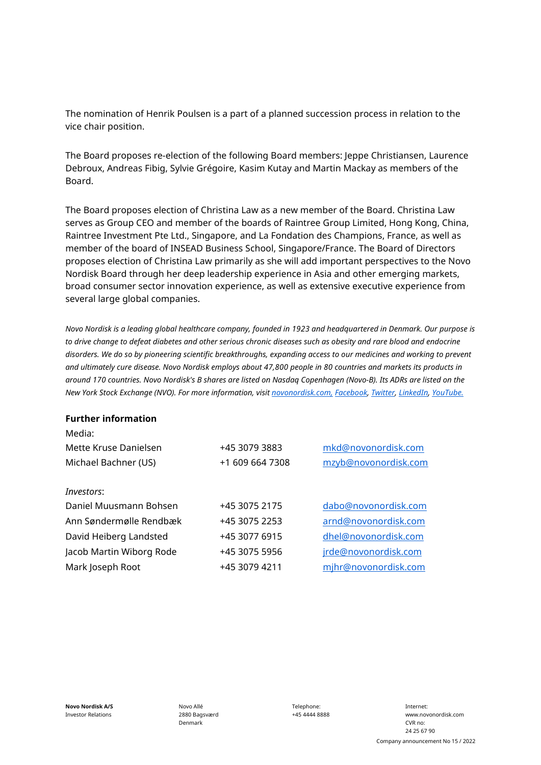The nomination of Henrik Poulsen is a part of a planned succession process in relation to the vice chair position.

The Board proposes re-election of the following Board members: Jeppe Christiansen, Laurence Debroux, Andreas Fibig, Sylvie Grégoire, Kasim Kutay and Martin Mackay as members of the Board.

The Board proposes election of Christina Law as a new member of the Board. Christina Law serves as Group CEO and member of the boards of Raintree Group Limited, Hong Kong, China, Raintree Investment Pte Ltd., Singapore, and La Fondation des Champions, France, as well as member of the board of INSEAD Business School, Singapore/France. The Board of Directors proposes election of Christina Law primarily as she will add important perspectives to the Novo Nordisk Board through her deep leadership experience in Asia and other emerging markets, broad consumer sector innovation experience, as well as extensive executive experience from several large global companies.

*Novo Nordisk is a leading global healthcare company, founded in 1923 and headquartered in Denmark. Our purpose is to drive change to defeat diabetes and other serious chronic diseases such as obesity and rare blood and endocrine disorders. We do so by pioneering scientific breakthroughs, expanding access to our medicines and working to prevent and ultimately cure disease. Novo Nordisk employs about 47,800 people in 80 countries and markets its products in around 170 countries. Novo Nordisk's B shares are listed on Nasdaq Copenhagen (Novo-B). Its ADRs are listed on the New York Stock Exchange (NVO). For more information, visit novonordisk.com, Facebook, Twitter, LinkedIn, YouTube.*

**Further information**

| Media: | | |
|---|---|---|
| Mette Kruse Danielsen | +45 3079 3883 | mkd@novonordisk.com |
| Michael Bachner (US) | +1 609 664 7308 | mzyb@novonordisk.com |
| | | |
| *Investors*: | | |
| Daniel Muusmann Bohsen | +45 3075 2175 | dabo@novonordisk.com |
| Ann Søndermølle Rendbæk | +45 3075 2253 | arnd@novonordisk.com |
| David Heiberg Landsted | +45 3077 6915 | dhel@novonordisk.com |
| Jacob Martin Wiborg Rode | +45 3075 5956 | jrde@novonordisk.com |
| Mark Joseph Root | +45 3079 4211 | mjhr@novonordisk.com |

**Novo Nordisk A/S**
Investor Relations

Novo Allé
2880 Bagsværd
Denmark

Telephone:
+45 4444 8888

Internet:
www.novonordisk.com
CVR no:
24 25 67 90

Company announcement No 15 / 2022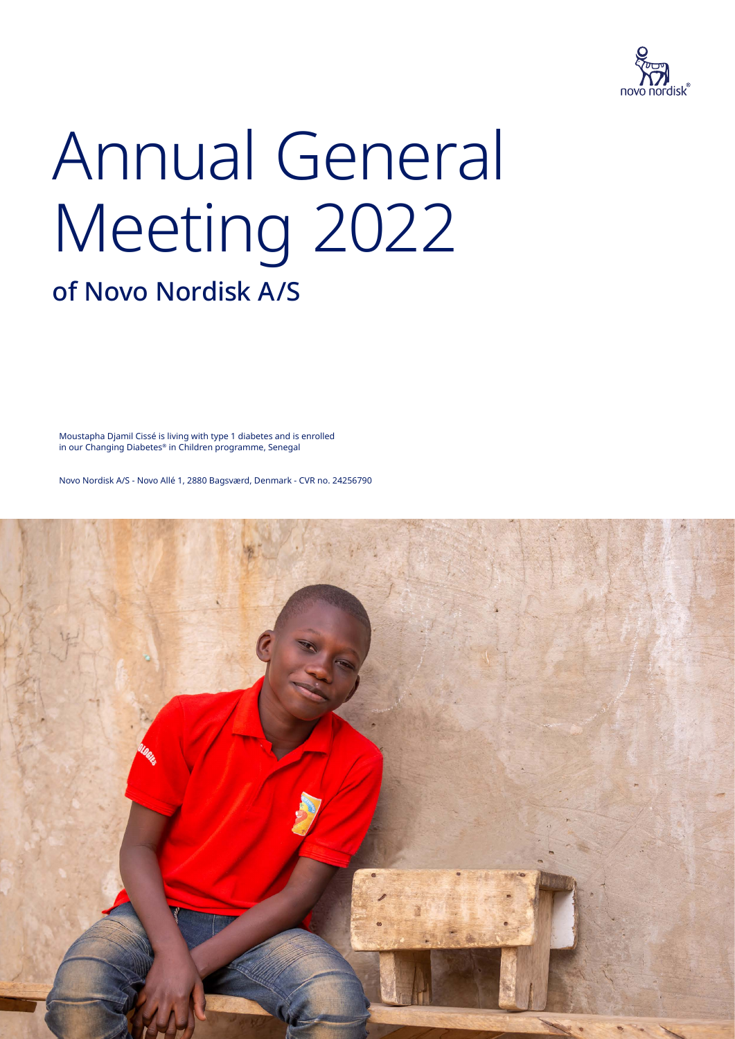# Annual General Meeting 2022

## of Novo Nordisk A/S

Moustapha Djamil Cissé is living with type 1 diabetes and is enrolled in our Changing Diabetes® in Children programme, Senegal

Novo Nordisk A/S - Novo Allé 1, 2880 Bagsværd, Denmark - CVR no. 24256790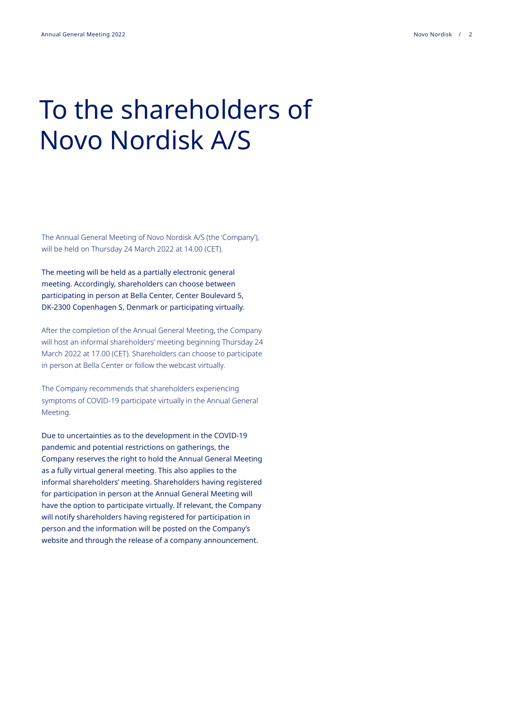# To the shareholders of Novo Nordisk A/S

The Annual General Meeting of Novo Nordisk A/S (the 'Company'), will be held on Thursday 24 March 2022 at 14.00 (CET).

The meeting will be held as a partially electronic general meeting. Accordingly, shareholders can choose between participating in person at Bella Center, Center Boulevard 5, DK-2300 Copenhagen S, Denmark or participating virtually.

After the completion of the Annual General Meeting, the Company will host an informal shareholders' meeting beginning Thursday 24 March 2022 at 17.00 (CET). Shareholders can choose to participate in person at Bella Center or follow the webcast virtually.

The Company recommends that shareholders experiencing symptoms of COVID-19 participate virtually in the Annual General Meeting.

Due to uncertainties as to the development in the COVID-19 pandemic and potential restrictions on gatherings, the Company reserves the right to hold the Annual General Meeting as a fully virtual general meeting. This also applies to the informal shareholders' meeting. Shareholders having registered for participation in person at the Annual General Meeting will have the option to participate virtually. If relevant, the Company will notify shareholders having registered for participation in person and the information will be posted on the Company's website and through the release of a company announcement.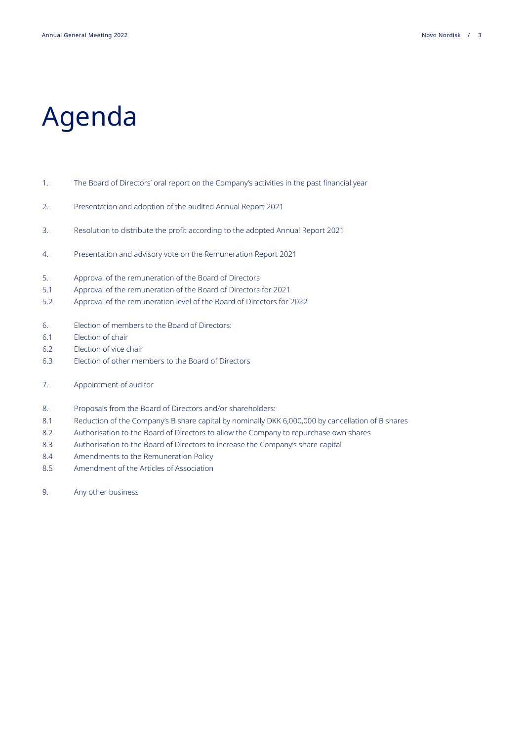# Agenda

1. The Board of Directors' oral report on the Company's activities in the past financial year

2. Presentation and adoption of the audited Annual Report 2021

3. Resolution to distribute the profit according to the adopted Annual Report 2021

4. Presentation and advisory vote on the Remuneration Report 2021

5. Approval of the remuneration of the Board of Directors
   - 5.1 Approval of the remuneration of the Board of Directors for 2021
   - 5.2 Approval of the remuneration level of the Board of Directors for 2022

6. Election of members to the Board of Directors:
   - 6.1 Election of chair
   - 6.2 Election of vice chair
   - 6.3 Election of other members to the Board of Directors

7. Appointment of auditor

8. Proposals from the Board of Directors and/or shareholders:
   - 8.1 Reduction of the Company's B share capital by nominally DKK 6,000,000 by cancellation of B shares
   - 8.2 Authorisation to the Board of Directors to allow the Company to repurchase own shares
   - 8.3 Authorisation to the Board of Directors to increase the Company's share capital
   - 8.4 Amendments to the Remuneration Policy
   - 8.5 Amendment of the Articles of Association

9. Any other business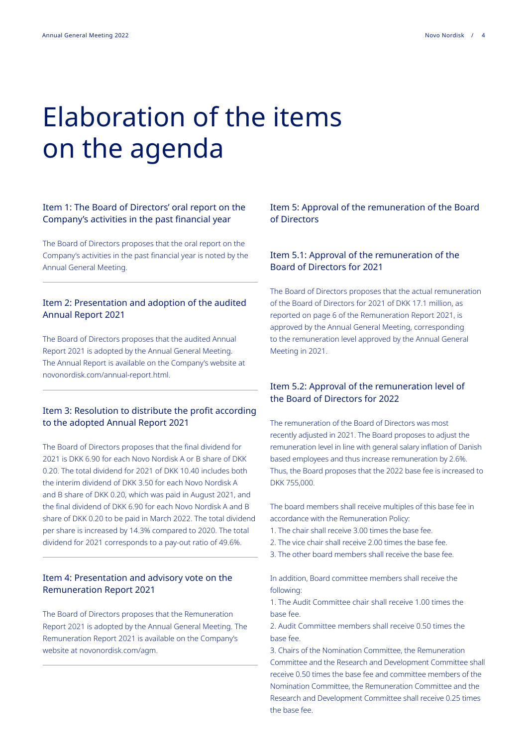# Elaboration of the items on the agenda

## Item 1: The Board of Directors' oral report on the Company's activities in the past financial year

The Board of Directors proposes that the oral report on the Company's activities in the past financial year is noted by the Annual General Meeting.

## Item 2: Presentation and adoption of the audited Annual Report 2021

The Board of Directors proposes that the audited Annual Report 2021 is adopted by the Annual General Meeting. The Annual Report is available on the Company's website at novonordisk.com/annual-report.html.

## Item 3: Resolution to distribute the profit according to the adopted Annual Report 2021

The Board of Directors proposes that the final dividend for 2021 is DKK 6.90 for each Novo Nordisk A or B share of DKK 0.20. The total dividend for 2021 of DKK 10.40 includes both the interim dividend of DKK 3.50 for each Novo Nordisk A and B share of DKK 0.20, which was paid in August 2021, and the final dividend of DKK 6.90 for each Novo Nordisk A and B share of DKK 0.20 to be paid in March 2022. The total dividend per share is increased by 14.3% compared to 2020. The total dividend for 2021 corresponds to a pay-out ratio of 49.6%.

## Item 4: Presentation and advisory vote on the Remuneration Report 2021

The Board of Directors proposes that the Remuneration Report 2021 is adopted by the Annual General Meeting. The Remuneration Report 2021 is available on the Company's website at novonordisk.com/agm.

## Item 5: Approval of the remuneration of the Board of Directors

### Item 5.1: Approval of the remuneration of the Board of Directors for 2021

The Board of Directors proposes that the actual remuneration of the Board of Directors for 2021 of DKK 17.1 million, as reported on page 6 of the Remuneration Report 2021, is approved by the Annual General Meeting, corresponding to the remuneration level approved by the Annual General Meeting in 2021.

### Item 5.2: Approval of the remuneration level of the Board of Directors for 2022

The remuneration of the Board of Directors was most recently adjusted in 2021. The Board proposes to adjust the remuneration level in line with general salary inflation of Danish based employees and thus increase remuneration by 2.6%. Thus, the Board proposes that the 2022 base fee is increased to DKK 755,000.

The board members shall receive multiples of this base fee in accordance with the Remuneration Policy:

1. The chair shall receive 3.00 times the base fee.
2. The vice chair shall receive 2.00 times the base fee.
3. The other board members shall receive the base fee.

In addition, Board committee members shall receive the following:

1. The Audit Committee chair shall receive 1.00 times the base fee.
2. Audit Committee members shall receive 0.50 times the base fee.
3. Chairs of the Nomination Committee, the Remuneration Committee and the Research and Development Committee shall receive 0.50 times the base fee and committee members of the Nomination Committee, the Remuneration Committee and the Research and Development Committee shall receive 0.25 times the base fee.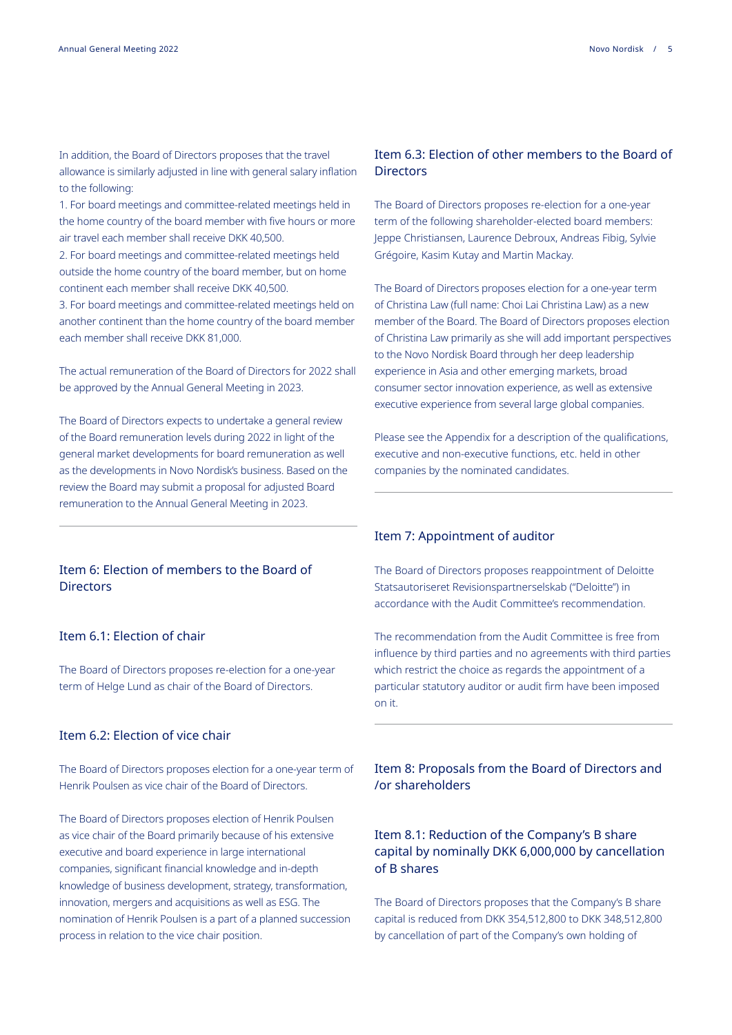In addition, the Board of Directors proposes that the travel allowance is similarly adjusted in line with general salary inflation to the following:

1. For board meetings and committee-related meetings held in the home country of the board member with five hours or more air travel each member shall receive DKK 40,500.
2. For board meetings and committee-related meetings held outside the home country of the board member, but on home continent each member shall receive DKK 40,500.
3. For board meetings and committee-related meetings held on another continent than the home country of the board member each member shall receive DKK 81,000.

The actual remuneration of the Board of Directors for 2022 shall be approved by the Annual General Meeting in 2023.

The Board of Directors expects to undertake a general review of the Board remuneration levels during 2022 in light of the general market developments for board remuneration as well as the developments in Novo Nordisk's business. Based on the review the Board may submit a proposal for adjusted Board remuneration to the Annual General Meeting in 2023.

## Item 6: Election of members to the Board of Directors

### Item 6.1: Election of chair

The Board of Directors proposes re-election for a one-year term of Helge Lund as chair of the Board of Directors.

### Item 6.2: Election of vice chair

The Board of Directors proposes election for a one-year term of Henrik Poulsen as vice chair of the Board of Directors.

The Board of Directors proposes election of Henrik Poulsen as vice chair of the Board primarily because of his extensive executive and board experience in large international companies, significant financial knowledge and in-depth knowledge of business development, strategy, transformation, innovation, mergers and acquisitions as well as ESG. The nomination of Henrik Poulsen is a part of a planned succession process in relation to the vice chair position.

### Item 6.3: Election of other members to the Board of Directors

The Board of Directors proposes re-election for a one-year term of the following shareholder-elected board members: Jeppe Christiansen, Laurence Debroux, Andreas Fibig, Sylvie Grégoire, Kasim Kutay and Martin Mackay.

The Board of Directors proposes election for a one-year term of Christina Law (full name: Choi Lai Christina Law) as a new member of the Board. The Board of Directors proposes election of Christina Law primarily as she will add important perspectives to the Novo Nordisk Board through her deep leadership experience in Asia and other emerging markets, broad consumer sector innovation experience, as well as extensive executive experience from several large global companies.

Please see the Appendix for a description of the qualifications, executive and non-executive functions, etc. held in other companies by the nominated candidates.

## Item 7: Appointment of auditor

The Board of Directors proposes reappointment of Deloitte Statsautoriseret Revisionspartnerselskab ("Deloitte") in accordance with the Audit Committee's recommendation.

The recommendation from the Audit Committee is free from influence by third parties and no agreements with third parties which restrict the choice as regards the appointment of a particular statutory auditor or audit firm have been imposed on it.

## Item 8: Proposals from the Board of Directors and /or shareholders

### Item 8.1: Reduction of the Company's B share capital by nominally DKK 6,000,000 by cancellation of B shares

The Board of Directors proposes that the Company's B share capital is reduced from DKK 354,512,800 to DKK 348,512,800 by cancellation of part of the Company's own holding of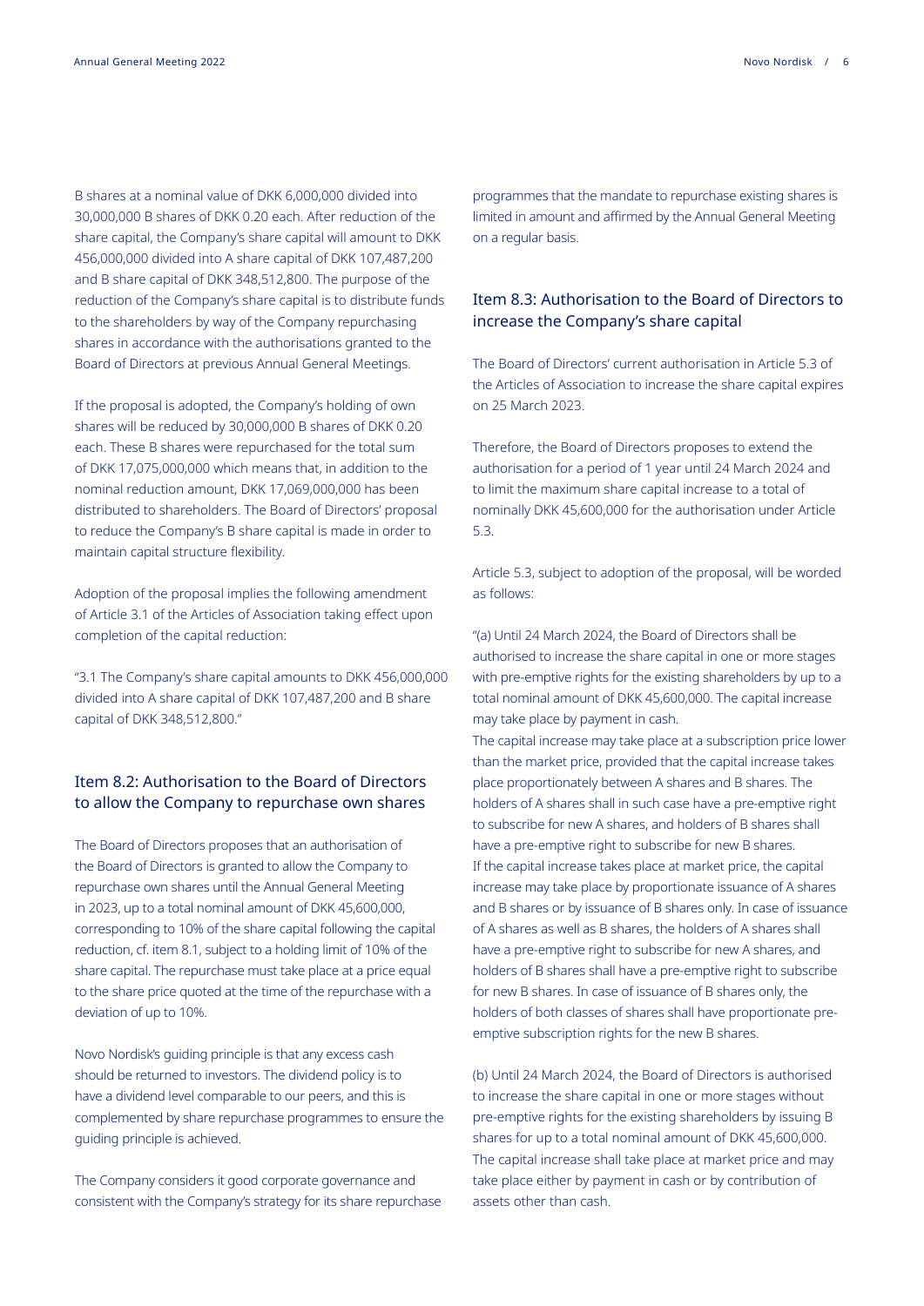B shares at a nominal value of DKK 6,000,000 divided into 30,000,000 B shares of DKK 0.20 each. After reduction of the share capital, the Company's share capital will amount to DKK 456,000,000 divided into A share capital of DKK 107,487,200 and B share capital of DKK 348,512,800. The purpose of the reduction of the Company's share capital is to distribute funds to the shareholders by way of the Company repurchasing shares in accordance with the authorisations granted to the Board of Directors at previous Annual General Meetings.

If the proposal is adopted, the Company's holding of own shares will be reduced by 30,000,000 B shares of DKK 0.20 each. These B shares were repurchased for the total sum of DKK 17,075,000,000 which means that, in addition to the nominal reduction amount, DKK 17,069,000,000 has been distributed to shareholders. The Board of Directors' proposal to reduce the Company's B share capital is made in order to maintain capital structure flexibility.

Adoption of the proposal implies the following amendment of Article 3.1 of the Articles of Association taking effect upon completion of the capital reduction:

"3.1 The Company's share capital amounts to DKK 456,000,000 divided into A share capital of DKK 107,487,200 and B share capital of DKK 348,512,800."

## Item 8.2: Authorisation to the Board of Directors to allow the Company to repurchase own shares

The Board of Directors proposes that an authorisation of the Board of Directors is granted to allow the Company to repurchase own shares until the Annual General Meeting in 2023, up to a total nominal amount of DKK 45,600,000, corresponding to 10% of the share capital following the capital reduction, cf. item 8.1, subject to a holding limit of 10% of the share capital. The repurchase must take place at a price equal to the share price quoted at the time of the repurchase with a deviation of up to 10%.

Novo Nordisk's guiding principle is that any excess cash should be returned to investors. The dividend policy is to have a dividend level comparable to our peers, and this is complemented by share repurchase programmes to ensure the guiding principle is achieved.

The Company considers it good corporate governance and consistent with the Company's strategy for its share repurchase programmes that the mandate to repurchase existing shares is limited in amount and affirmed by the Annual General Meeting on a regular basis.

## Item 8.3: Authorisation to the Board of Directors to increase the Company's share capital

The Board of Directors' current authorisation in Article 5.3 of the Articles of Association to increase the share capital expires on 25 March 2023.

Therefore, the Board of Directors proposes to extend the authorisation for a period of 1 year until 24 March 2024 and to limit the maximum share capital increase to a total of nominally DKK 45,600,000 for the authorisation under Article 5.3.

Article 5.3, subject to adoption of the proposal, will be worded as follows:

"(a) Until 24 March 2024, the Board of Directors shall be authorised to increase the share capital in one or more stages with pre-emptive rights for the existing shareholders by up to a total nominal amount of DKK 45,600,000. The capital increase may take place by payment in cash.
The capital increase may take place at a subscription price lower than the market price, provided that the capital increase takes place proportionately between A shares and B shares. The holders of A shares shall in such case have a pre-emptive right to subscribe for new A shares, and holders of B shares shall have a pre-emptive right to subscribe for new B shares.
If the capital increase takes place at market price, the capital increase may take place by proportionate issuance of A shares and B shares or by issuance of B shares only. In case of issuance of A shares as well as B shares, the holders of A shares shall have a pre-emptive right to subscribe for new A shares, and holders of B shares shall have a pre-emptive right to subscribe for new B shares. In case of issuance of B shares only, the holders of both classes of shares shall have proportionate pre-emptive subscription rights for the new B shares.

(b) Until 24 March 2024, the Board of Directors is authorised to increase the share capital in one or more stages without pre-emptive rights for the existing shareholders by issuing B shares for up to a total nominal amount of DKK 45,600,000. The capital increase shall take place at market price and may take place either by payment in cash or by contribution of assets other than cash.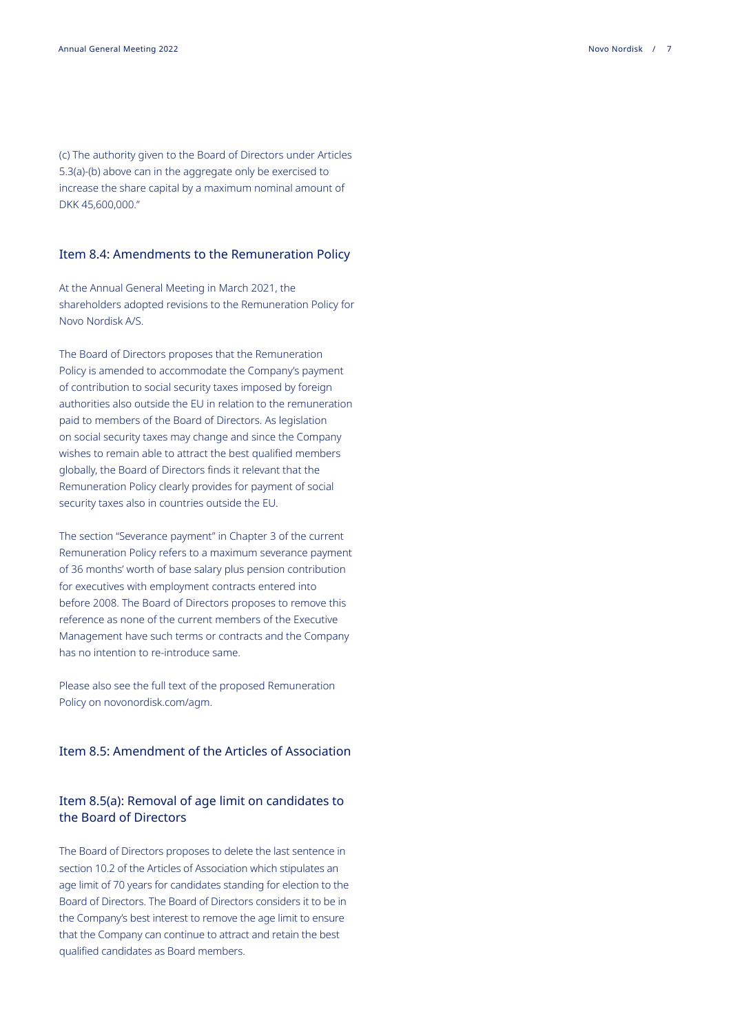(c) The authority given to the Board of Directors under Articles 5.3(a)-(b) above can in the aggregate only be exercised to increase the share capital by a maximum nominal amount of DKK 45,600,000."

## Item 8.4: Amendments to the Remuneration Policy

At the Annual General Meeting in March 2021, the shareholders adopted revisions to the Remuneration Policy for Novo Nordisk A/S.

The Board of Directors proposes that the Remuneration Policy is amended to accommodate the Company's payment of contribution to social security taxes imposed by foreign authorities also outside the EU in relation to the remuneration paid to members of the Board of Directors. As legislation on social security taxes may change and since the Company wishes to remain able to attract the best qualified members globally, the Board of Directors finds it relevant that the Remuneration Policy clearly provides for payment of social security taxes also in countries outside the EU.

The section "Severance payment" in Chapter 3 of the current Remuneration Policy refers to a maximum severance payment of 36 months' worth of base salary plus pension contribution for executives with employment contracts entered into before 2008. The Board of Directors proposes to remove this reference as none of the current members of the Executive Management have such terms or contracts and the Company has no intention to re-introduce same.

Please also see the full text of the proposed Remuneration Policy on novonordisk.com/agm.

## Item 8.5: Amendment of the Articles of Association

### Item 8.5(a): Removal of age limit on candidates to the Board of Directors

The Board of Directors proposes to delete the last sentence in section 10.2 of the Articles of Association which stipulates an age limit of 70 years for candidates standing for election to the Board of Directors. The Board of Directors considers it to be in the Company's best interest to remove the age limit to ensure that the Company can continue to attract and retain the best qualified candidates as Board members.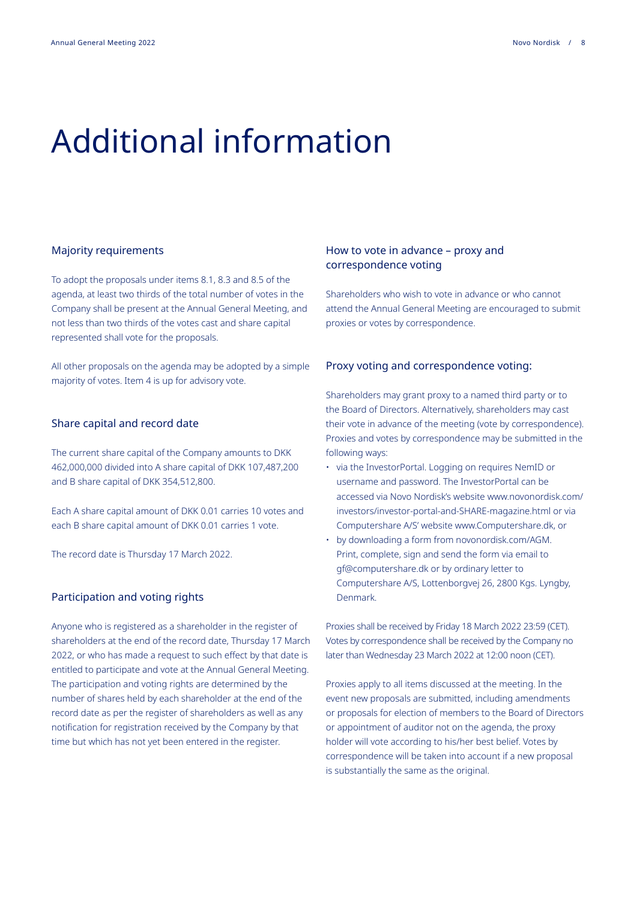# Additional information

## Majority requirements

To adopt the proposals under items 8.1, 8.3 and 8.5 of the agenda, at least two thirds of the total number of votes in the Company shall be present at the Annual General Meeting, and not less than two thirds of the votes cast and share capital represented shall vote for the proposals.

All other proposals on the agenda may be adopted by a simple majority of votes. Item 4 is up for advisory vote.

## Share capital and record date

The current share capital of the Company amounts to DKK 462,000,000 divided into A share capital of DKK 107,487,200 and B share capital of DKK 354,512,800.

Each A share capital amount of DKK 0.01 carries 10 votes and each B share capital amount of DKK 0.01 carries 1 vote.

The record date is Thursday 17 March 2022.

## Participation and voting rights

Anyone who is registered as a shareholder in the register of shareholders at the end of the record date, Thursday 17 March 2022, or who has made a request to such effect by that date is entitled to participate and vote at the Annual General Meeting. The participation and voting rights are determined by the number of shares held by each shareholder at the end of the record date as per the register of shareholders as well as any notification for registration received by the Company by that time but which has not yet been entered in the register.

## How to vote in advance – proxy and correspondence voting

Shareholders who wish to vote in advance or who cannot attend the Annual General Meeting are encouraged to submit proxies or votes by correspondence.

## Proxy voting and correspondence voting:

Shareholders may grant proxy to a named third party or to the Board of Directors. Alternatively, shareholders may cast their vote in advance of the meeting (vote by correspondence). Proxies and votes by correspondence may be submitted in the following ways:

- via the InvestorPortal. Logging on requires NemID or username and password. The InvestorPortal can be accessed via Novo Nordisk's website www.novonordisk.com/investors/investor-portal-and-SHARE-magazine.html or via Computershare A/S' website www.Computershare.dk, or
- by downloading a form from novonordisk.com/AGM. Print, complete, sign and send the form via email to gf@computershare.dk or by ordinary letter to Computershare A/S, Lottenborgvej 26, 2800 Kgs. Lyngby, Denmark.

Proxies shall be received by Friday 18 March 2022 23:59 (CET). Votes by correspondence shall be received by the Company no later than Wednesday 23 March 2022 at 12:00 noon (CET).

Proxies apply to all items discussed at the meeting. In the event new proposals are submitted, including amendments or proposals for election of members to the Board of Directors or appointment of auditor not on the agenda, the proxy holder will vote according to his/her best belief. Votes by correspondence will be taken into account if a new proposal is substantially the same as the original.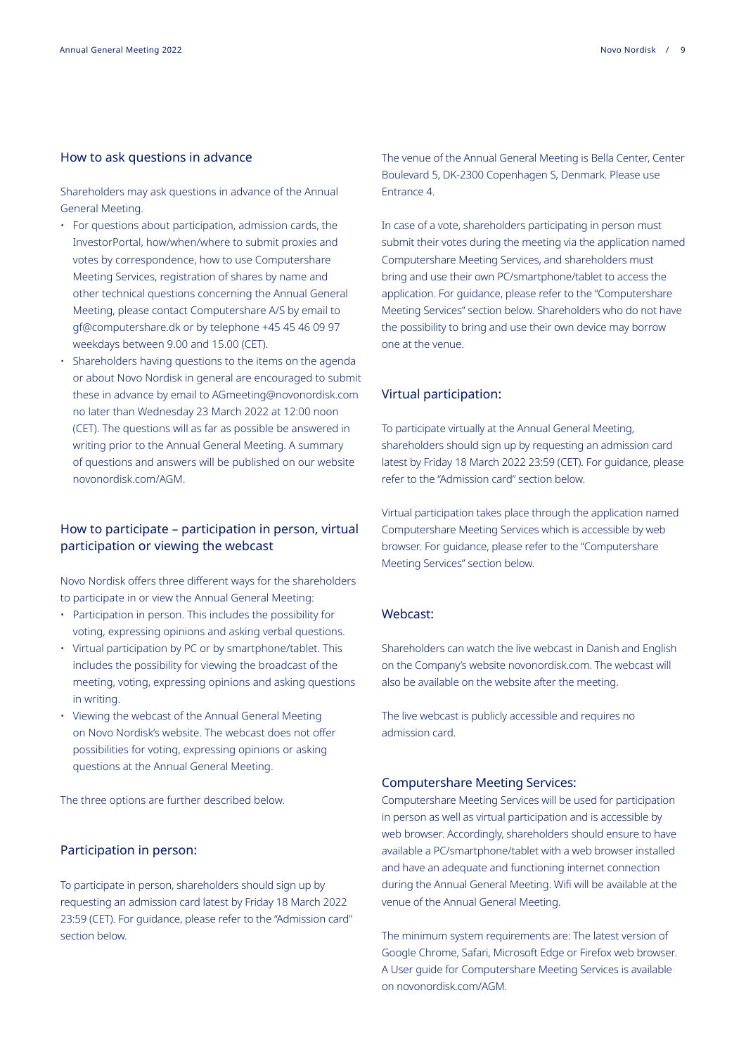## How to ask questions in advance

Shareholders may ask questions in advance of the Annual General Meeting.

- For questions about participation, admission cards, the InvestorPortal, how/when/where to submit proxies and votes by correspondence, how to use Computershare Meeting Services, registration of shares by name and other technical questions concerning the Annual General Meeting, please contact Computershare A/S by email to gf@computershare.dk or by telephone +45 45 46 09 97 weekdays between 9.00 and 15.00 (CET).
- Shareholders having questions to the items on the agenda or about Novo Nordisk in general are encouraged to submit these in advance by email to AGmeeting@novonordisk.com no later than Wednesday 23 March 2022 at 12:00 noon (CET). The questions will as far as possible be answered in writing prior to the Annual General Meeting. A summary of questions and answers will be published on our website novonordisk.com/AGM.

## How to participate – participation in person, virtual participation or viewing the webcast

Novo Nordisk offers three different ways for the shareholders to participate in or view the Annual General Meeting:

- Participation in person. This includes the possibility for voting, expressing opinions and asking verbal questions.
- Virtual participation by PC or by smartphone/tablet. This includes the possibility for viewing the broadcast of the meeting, voting, expressing opinions and asking questions in writing.
- Viewing the webcast of the Annual General Meeting on Novo Nordisk's website. The webcast does not offer possibilities for voting, expressing opinions or asking questions at the Annual General Meeting.

The three options are further described below.

### Participation in person:

To participate in person, shareholders should sign up by requesting an admission card latest by Friday 18 March 2022 23:59 (CET). For guidance, please refer to the "Admission card" section below.

The venue of the Annual General Meeting is Bella Center, Center Boulevard 5, DK-2300 Copenhagen S, Denmark. Please use Entrance 4.

In case of a vote, shareholders participating in person must submit their votes during the meeting via the application named Computershare Meeting Services, and shareholders must bring and use their own PC/smartphone/tablet to access the application. For guidance, please refer to the "Computershare Meeting Services" section below. Shareholders who do not have the possibility to bring and use their own device may borrow one at the venue.

### Virtual participation:

To participate virtually at the Annual General Meeting, shareholders should sign up by requesting an admission card latest by Friday 18 March 2022 23:59 (CET). For guidance, please refer to the "Admission card" section below.

Virtual participation takes place through the application named Computershare Meeting Services which is accessible by web browser. For guidance, please refer to the "Computershare Meeting Services" section below.

### Webcast:

Shareholders can watch the live webcast in Danish and English on the Company's website novonordisk.com. The webcast will also be available on the website after the meeting.

The live webcast is publicly accessible and requires no admission card.

### Computershare Meeting Services:

Computershare Meeting Services will be used for participation in person as well as virtual participation and is accessible by web browser. Accordingly, shareholders should ensure to have available a PC/smartphone/tablet with a web browser installed and have an adequate and functioning internet connection during the Annual General Meeting. Wifi will be available at the venue of the Annual General Meeting.

The minimum system requirements are: The latest version of Google Chrome, Safari, Microsoft Edge or Firefox web browser. A User guide for Computershare Meeting Services is available on novonordisk.com/AGM.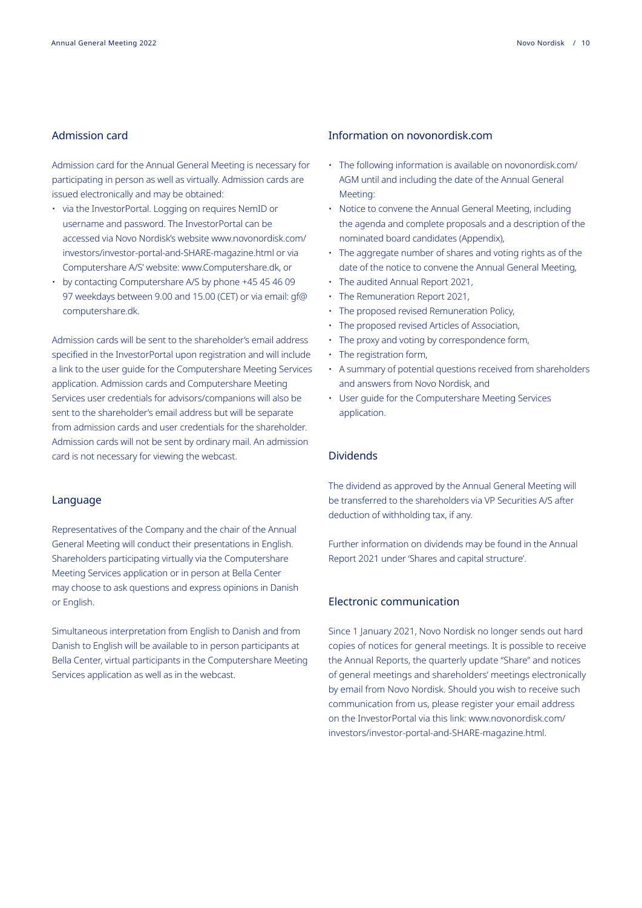## Admission card

Admission card for the Annual General Meeting is necessary for participating in person as well as virtually. Admission cards are issued electronically and may be obtained:

- via the InvestorPortal. Logging on requires NemID or username and password. The InvestorPortal can be accessed via Novo Nordisk's website www.novonordisk.com/investors/investor-portal-and-SHARE-magazine.html or via Computershare A/S' website: www.Computershare.dk, or
- by contacting Computershare A/S by phone +45 45 46 09 97 weekdays between 9.00 and 15.00 (CET) or via email: gf@computershare.dk.

Admission cards will be sent to the shareholder's email address specified in the InvestorPortal upon registration and will include a link to the user guide for the Computershare Meeting Services application. Admission cards and Computershare Meeting Services user credentials for advisors/companions will also be sent to the shareholder's email address but will be separate from admission cards and user credentials for the shareholder. Admission cards will not be sent by ordinary mail. An admission card is not necessary for viewing the webcast.

## Language

Representatives of the Company and the chair of the Annual General Meeting will conduct their presentations in English. Shareholders participating virtually via the Computershare Meeting Services application or in person at Bella Center may choose to ask questions and express opinions in Danish or English.

Simultaneous interpretation from English to Danish and from Danish to English will be available to in person participants at Bella Center, virtual participants in the Computershare Meeting Services application as well as in the webcast.

## Information on novonordisk.com

- The following information is available on novonordisk.com/AGM until and including the date of the Annual General Meeting:
- Notice to convene the Annual General Meeting, including the agenda and complete proposals and a description of the nominated board candidates (Appendix),
- The aggregate number of shares and voting rights as of the date of the notice to convene the Annual General Meeting,
- The audited Annual Report 2021,
- The Remuneration Report 2021,
- The proposed revised Remuneration Policy,
- The proposed revised Articles of Association,
- The proxy and voting by correspondence form,
- The registration form,
- A summary of potential questions received from shareholders and answers from Novo Nordisk, and
- User guide for the Computershare Meeting Services application.

## Dividends

The dividend as approved by the Annual General Meeting will be transferred to the shareholders via VP Securities A/S after deduction of withholding tax, if any.

Further information on dividends may be found in the Annual Report 2021 under 'Shares and capital structure'.

## Electronic communication

Since 1 January 2021, Novo Nordisk no longer sends out hard copies of notices for general meetings. It is possible to receive the Annual Reports, the quarterly update "Share" and notices of general meetings and shareholders' meetings electronically by email from Novo Nordisk. Should you wish to receive such communication from us, please register your email address on the InvestorPortal via this link: www.novonordisk.com/investors/investor-portal-and-SHARE-magazine.html.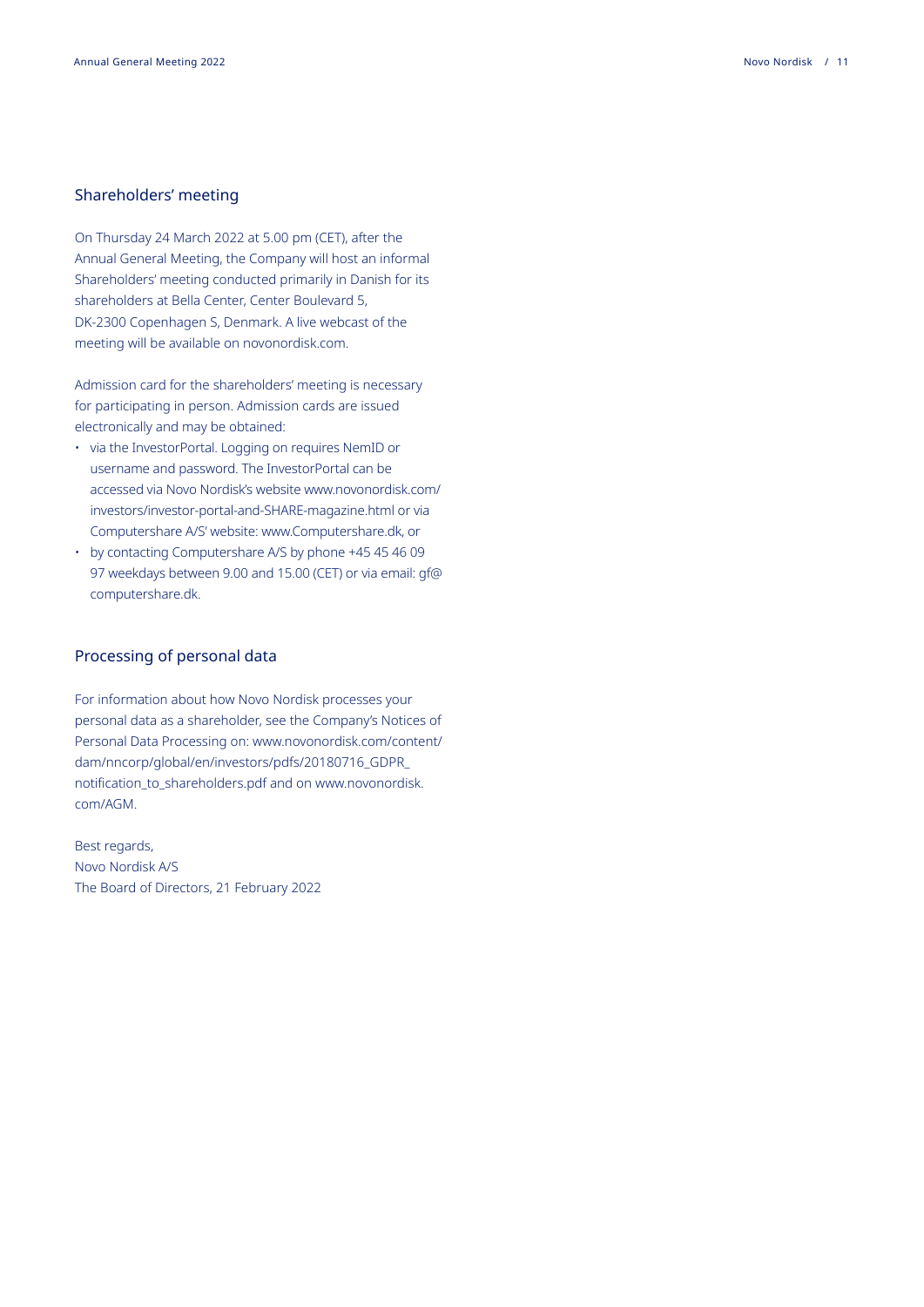## Shareholders' meeting

On Thursday 24 March 2022 at 5.00 pm (CET), after the Annual General Meeting, the Company will host an informal Shareholders' meeting conducted primarily in Danish for its shareholders at Bella Center, Center Boulevard 5, DK-2300 Copenhagen S, Denmark. A live webcast of the meeting will be available on novonordisk.com.

Admission card for the shareholders' meeting is necessary for participating in person. Admission cards are issued electronically and may be obtained:

- via the InvestorPortal. Logging on requires NemID or username and password. The InvestorPortal can be accessed via Novo Nordisk's website www.novonordisk.com/investors/investor-portal-and-SHARE-magazine.html or via Computershare A/S' website: www.Computershare.dk, or
- by contacting Computershare A/S by phone +45 45 46 09 97 weekdays between 9.00 and 15.00 (CET) or via email: gf@computershare.dk.

## Processing of personal data

For information about how Novo Nordisk processes your personal data as a shareholder, see the Company's Notices of Personal Data Processing on: www.novonordisk.com/content/dam/nncorp/global/en/investors/pdfs/20180716_GDPR_notification_to_shareholders.pdf and on www.novonordisk.com/AGM.

Best regards,
Novo Nordisk A/S
The Board of Directors, 21 February 2022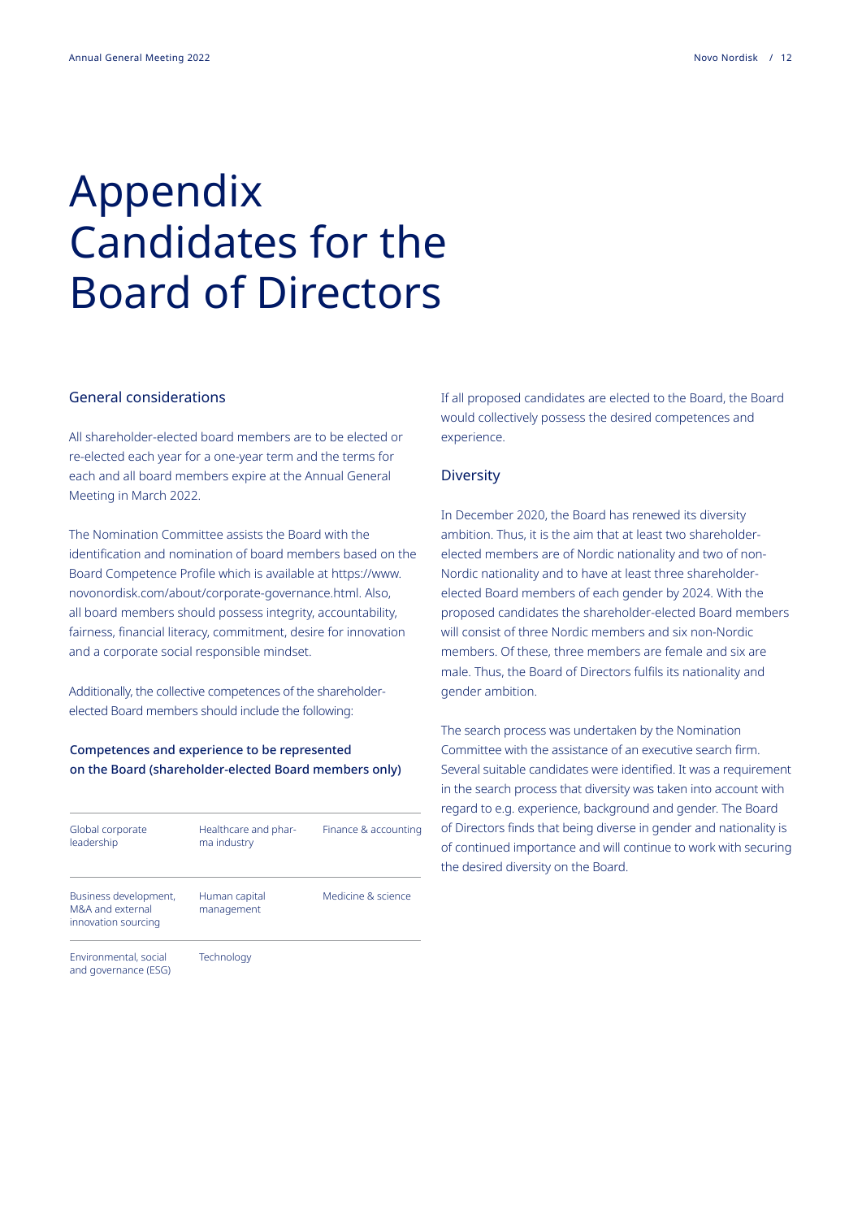# Appendix Candidates for the Board of Directors

## General considerations

All shareholder-elected board members are to be elected or re-elected each year for a one-year term and the terms for each and all board members expire at the Annual General Meeting in March 2022.

The Nomination Committee assists the Board with the identification and nomination of board members based on the Board Competence Profile which is available at https://www.novonordisk.com/about/corporate-governance.html. Also, all board members should possess integrity, accountability, fairness, financial literacy, commitment, desire for innovation and a corporate social responsible mindset.

Additionally, the collective competences of the shareholder-elected Board members should include the following:

### Competences and experience to be represented on the Board (shareholder-elected Board members only)

| | | |
|---|---|---|
| Global corporate leadership | Healthcare and pharma industry | Finance & accounting |
| Business development, M&A and external innovation sourcing | Human capital management | Medicine & science |
| Environmental, social and governance (ESG) | Technology | |

If all proposed candidates are elected to the Board, the Board would collectively possess the desired competences and experience.

## Diversity

In December 2020, the Board has renewed its diversity ambition. Thus, it is the aim that at least two shareholder-elected members are of Nordic nationality and two of non-Nordic nationality and to have at least three shareholder-elected Board members of each gender by 2024. With the proposed candidates the shareholder-elected Board members will consist of three Nordic members and six non-Nordic members. Of these, three members are female and six are male. Thus, the Board of Directors fulfils its nationality and gender ambition.

The search process was undertaken by the Nomination Committee with the assistance of an executive search firm. Several suitable candidates were identified. It was a requirement in the search process that diversity was taken into account with regard to e.g. experience, background and gender. The Board of Directors finds that being diverse in gender and nationality is of continued importance and will continue to work with securing the desired diversity on the Board.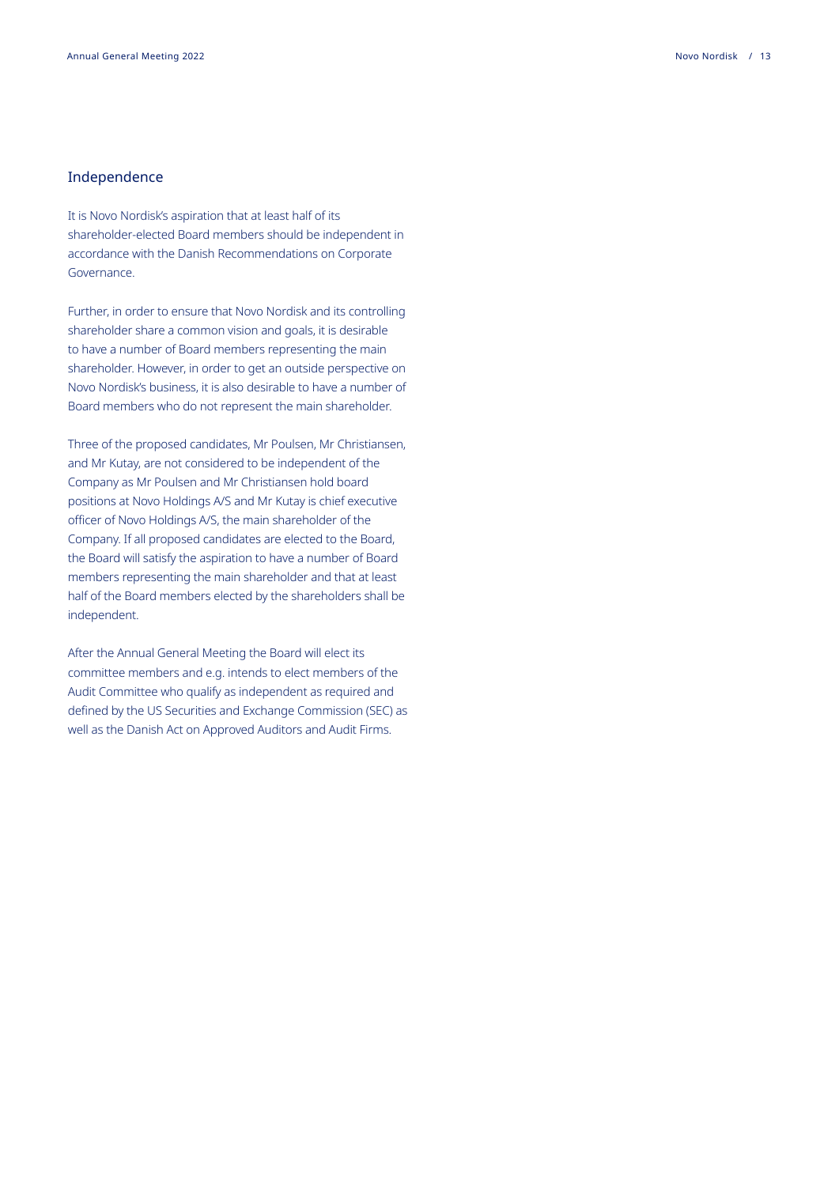## Independence

It is Novo Nordisk's aspiration that at least half of its shareholder-elected Board members should be independent in accordance with the Danish Recommendations on Corporate Governance.

Further, in order to ensure that Novo Nordisk and its controlling shareholder share a common vision and goals, it is desirable to have a number of Board members representing the main shareholder. However, in order to get an outside perspective on Novo Nordisk's business, it is also desirable to have a number of Board members who do not represent the main shareholder.

Three of the proposed candidates, Mr Poulsen, Mr Christiansen, and Mr Kutay, are not considered to be independent of the Company as Mr Poulsen and Mr Christiansen hold board positions at Novo Holdings A/S and Mr Kutay is chief executive officer of Novo Holdings A/S, the main shareholder of the Company. If all proposed candidates are elected to the Board, the Board will satisfy the aspiration to have a number of Board members representing the main shareholder and that at least half of the Board members elected by the shareholders shall be independent.

After the Annual General Meeting the Board will elect its committee members and e.g. intends to elect members of the Audit Committee who qualify as independent as required and defined by the US Securities and Exchange Commission (SEC) as well as the Danish Act on Approved Auditors and Audit Firms.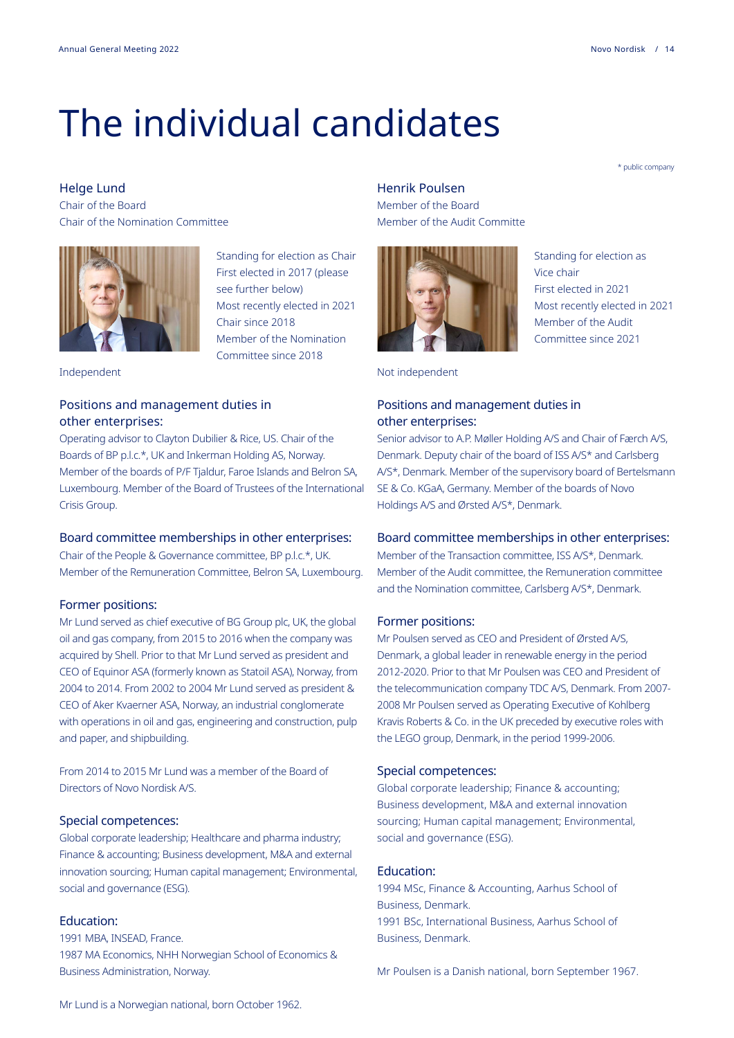# The individual candidates

\* public company

## Helge Lund

Chair of the Board
Chair of the Nomination Committee

Standing for election as Chair
First elected in 2017 (please see further below)
Most recently elected in 2021
Chair since 2018
Member of the Nomination Committee since 2018

Independent

### Positions and management duties in other enterprises:

Operating advisor to Clayton Dubilier & Rice, US. Chair of the Boards of BP p.l.c.*, UK and Inkerman Holding AS, Norway. Member of the boards of P/F Tjaldur, Faroe Islands and Belron SA, Luxembourg. Member of the Board of Trustees of the International Crisis Group.

### Board committee memberships in other enterprises:

Chair of the People & Governance committee, BP p.l.c.*, UK. Member of the Remuneration Committee, Belron SA, Luxembourg.

### Former positions:

Mr Lund served as chief executive of BG Group plc, UK, the global oil and gas company, from 2015 to 2016 when the company was acquired by Shell. Prior to that Mr Lund served as president and CEO of Equinor ASA (formerly known as Statoil ASA), Norway, from 2004 to 2014. From 2002 to 2004 Mr Lund served as president & CEO of Aker Kvaerner ASA, Norway, an industrial conglomerate with operations in oil and gas, engineering and construction, pulp and paper, and shipbuilding.

From 2014 to 2015 Mr Lund was a member of the Board of Directors of Novo Nordisk A/S.

### Special competences:

Global corporate leadership; Healthcare and pharma industry; Finance & accounting; Business development, M&A and external innovation sourcing; Human capital management; Environmental, social and governance (ESG).

### Education:

1991 MBA, INSEAD, France.
1987 MA Economics, NHH Norwegian School of Economics & Business Administration, Norway.

Mr Lund is a Norwegian national, born October 1962.

## Henrik Poulsen

Member of the Board
Member of the Audit Committe

Standing for election as Vice chair
First elected in 2021
Most recently elected in 2021
Member of the Audit Committee since 2021

Not independent

### Positions and management duties in other enterprises:

Senior advisor to A.P. Møller Holding A/S and Chair of Færch A/S, Denmark. Deputy chair of the board of ISS A/S* and Carlsberg A/S*, Denmark. Member of the supervisory board of Bertelsmann SE & Co. KGaA, Germany. Member of the boards of Novo Holdings A/S and Ørsted A/S*, Denmark.

### Board committee memberships in other enterprises:

Member of the Transaction committee, ISS A/S*, Denmark. Member of the Audit committee, the Remuneration committee and the Nomination committee, Carlsberg A/S*, Denmark.

### Former positions:

Mr Poulsen served as CEO and President of Ørsted A/S, Denmark, a global leader in renewable energy in the period 2012-2020. Prior to that Mr Poulsen was CEO and President of the telecommunication company TDC A/S, Denmark. From 2007-2008 Mr Poulsen served as Operating Executive of Kohlberg Kravis Roberts & Co. in the UK preceded by executive roles with the LEGO group, Denmark, in the period 1999-2006.

### Special competences:

Global corporate leadership; Finance & accounting; Business development, M&A and external innovation sourcing; Human capital management; Environmental, social and governance (ESG).

### Education:

1994 MSc, Finance & Accounting, Aarhus School of Business, Denmark.
1991 BSc, International Business, Aarhus School of Business, Denmark.

Mr Poulsen is a Danish national, born September 1967.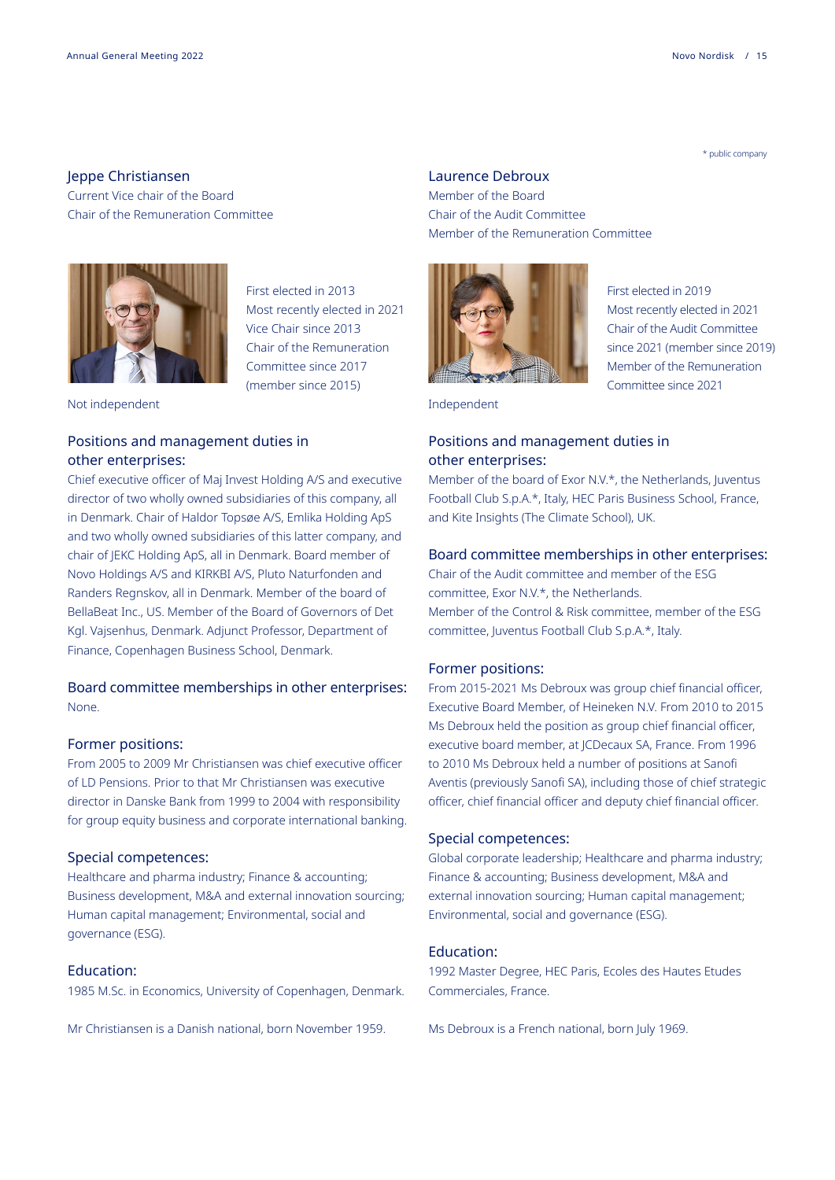\* public company

## Jeppe Christiansen

Current Vice chair of the Board
Chair of the Remuneration Committee

First elected in 2013
Most recently elected in 2021
Vice Chair since 2013
Chair of the Remuneration Committee since 2017 (member since 2015)

Not independent

### Positions and management duties in other enterprises:

Chief executive officer of Maj Invest Holding A/S and executive director of two wholly owned subsidiaries of this company, all in Denmark. Chair of Haldor Topsøe A/S, Emlika Holding ApS and two wholly owned subsidiaries of this latter company, and chair of JEKC Holding ApS, all in Denmark. Board member of Novo Holdings A/S and KIRKBI A/S, Pluto Naturfonden and Randers Regnskov, all in Denmark. Member of the board of BellaBeat Inc., US. Member of the Board of Governors of Det Kgl. Vajsenhus, Denmark. Adjunct Professor, Department of Finance, Copenhagen Business School, Denmark.

### Board committee memberships in other enterprises:

None.

### Former positions:

From 2005 to 2009 Mr Christiansen was chief executive officer of LD Pensions. Prior to that Mr Christiansen was executive director in Danske Bank from 1999 to 2004 with responsibility for group equity business and corporate international banking.

### Special competences:

Healthcare and pharma industry; Finance & accounting; Business development, M&A and external innovation sourcing; Human capital management; Environmental, social and governance (ESG).

### Education:

1985 M.Sc. in Economics, University of Copenhagen, Denmark.

Mr Christiansen is a Danish national, born November 1959.

## Laurence Debroux

Member of the Board
Chair of the Audit Committee
Member of the Remuneration Committee

First elected in 2019
Most recently elected in 2021
Chair of the Audit Committee since 2021 (member since 2019)
Member of the Remuneration Committee since 2021

Independent

### Positions and management duties in other enterprises:

Member of the board of Exor N.V.\*, the Netherlands, Juventus Football Club S.p.A.\*, Italy, HEC Paris Business School, France, and Kite Insights (The Climate School), UK.

### Board committee memberships in other enterprises:

Chair of the Audit committee and member of the ESG committee, Exor N.V.\*, the Netherlands.
Member of the Control & Risk committee, member of the ESG committee, Juventus Football Club S.p.A.\*, Italy.

### Former positions:

From 2015-2021 Ms Debroux was group chief financial officer, Executive Board Member, of Heineken N.V. From 2010 to 2015 Ms Debroux held the position as group chief financial officer, executive board member, at JCDecaux SA, France. From 1996 to 2010 Ms Debroux held a number of positions at Sanofi Aventis (previously Sanofi SA), including those of chief strategic officer, chief financial officer and deputy chief financial officer.

### Special competences:

Global corporate leadership; Healthcare and pharma industry; Finance & accounting; Business development, M&A and external innovation sourcing; Human capital management; Environmental, social and governance (ESG).

### Education:

1992 Master Degree, HEC Paris, Ecoles des Hautes Etudes Commerciales, France.

Ms Debroux is a French national, born July 1969.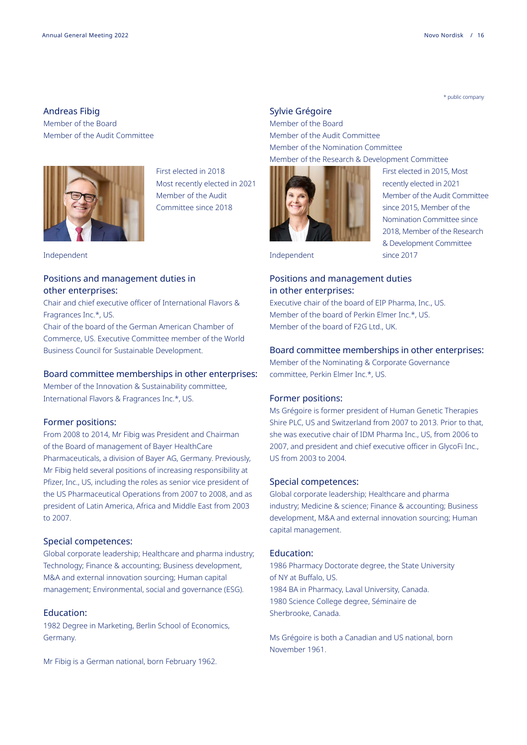\* public company

## Andreas Fibig

Member of the Board
Member of the Audit Committee

First elected in 2018
Most recently elected in 2021
Member of the Audit Committee since 2018

Independent

### Positions and management duties in other enterprises:

Chair and chief executive officer of International Flavors & Fragrances Inc.*, US.
Chair of the board of the German American Chamber of Commerce, US. Executive Committee member of the World Business Council for Sustainable Development.

### Board committee memberships in other enterprises:

Member of the Innovation & Sustainability committee, International Flavors & Fragrances Inc.*, US.

### Former positions:

From 2008 to 2014, Mr Fibig was President and Chairman of the Board of management of Bayer HealthCare Pharmaceuticals, a division of Bayer AG, Germany. Previously, Mr Fibig held several positions of increasing responsibility at Pfizer, Inc., US, including the roles as senior vice president of the US Pharmaceutical Operations from 2007 to 2008, and as president of Latin America, Africa and Middle East from 2003 to 2007.

### Special competences:

Global corporate leadership; Healthcare and pharma industry; Technology; Finance & accounting; Business development, M&A and external innovation sourcing; Human capital management; Environmental, social and governance (ESG).

### Education:

1982 Degree in Marketing, Berlin School of Economics, Germany.

Mr Fibig is a German national, born February 1962.

## Sylvie Grégoire

Member of the Board
Member of the Audit Committee
Member of the Nomination Committee
Member of the Research & Development Committee

First elected in 2015, Most recently elected in 2021
Member of the Audit Committee since 2015, Member of the Nomination Committee since 2018, Member of the Research & Development Committee since 2017

Independent

### Positions and management duties in other enterprises:

Executive chair of the board of EIP Pharma, Inc., US.
Member of the board of Perkin Elmer Inc.*, US.
Member of the board of F2G Ltd., UK.

### Board committee memberships in other enterprises:

Member of the Nominating & Corporate Governance committee, Perkin Elmer Inc.*, US.

### Former positions:

Ms Grégoire is former president of Human Genetic Therapies Shire PLC, US and Switzerland from 2007 to 2013. Prior to that, she was executive chair of IDM Pharma Inc., US, from 2006 to 2007, and president and chief executive officer in GlycoFi Inc., US from 2003 to 2004.

### Special competences:

Global corporate leadership; Healthcare and pharma industry; Medicine & science; Finance & accounting; Business development, M&A and external innovation sourcing; Human capital management.

### Education:

1986 Pharmacy Doctorate degree, the State University of NY at Buffalo, US.
1984 BA in Pharmacy, Laval University, Canada.
1980 Science College degree, Séminaire de Sherbrooke, Canada.

Ms Grégoire is both a Canadian and US national, born November 1961.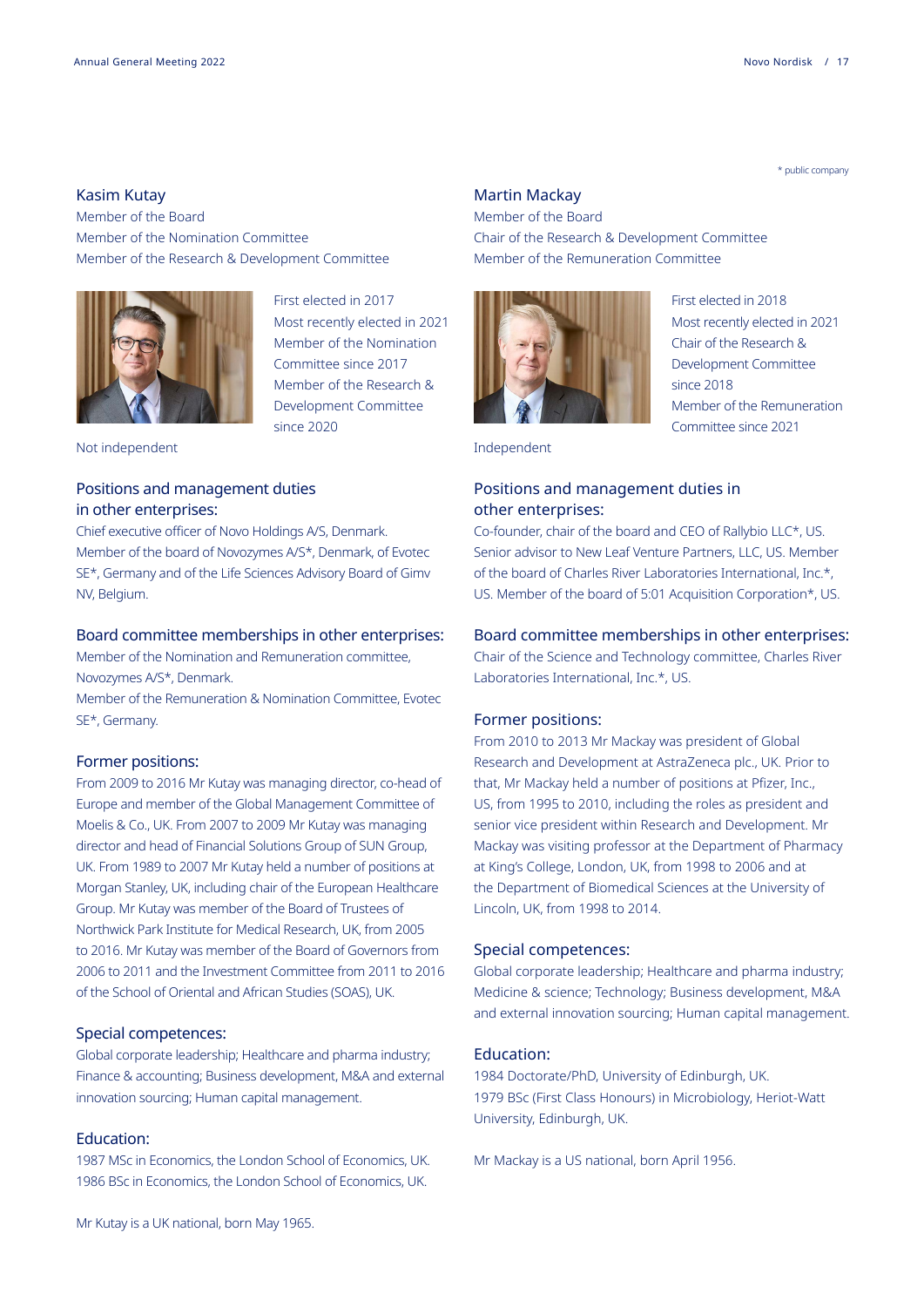\* public company

## Kasim Kutay

Member of the Board
Member of the Nomination Committee
Member of the Research & Development Committee

First elected in 2017
Most recently elected in 2021
Member of the Nomination Committee since 2017
Member of the Research & Development Committee since 2020

Not independent

### Positions and management duties in other enterprises:

Chief executive officer of Novo Holdings A/S, Denmark. Member of the board of Novozymes A/S*, Denmark, of Evotec SE*, Germany and of the Life Sciences Advisory Board of Gimv NV, Belgium.

### Board committee memberships in other enterprises:

Member of the Nomination and Remuneration committee, Novozymes A/S*, Denmark.
Member of the Remuneration & Nomination Committee, Evotec SE*, Germany.

### Former positions:

From 2009 to 2016 Mr Kutay was managing director, co-head of Europe and member of the Global Management Committee of Moelis & Co., UK. From 2007 to 2009 Mr Kutay was managing director and head of Financial Solutions Group of SUN Group, UK. From 1989 to 2007 Mr Kutay held a number of positions at Morgan Stanley, UK, including chair of the European Healthcare Group. Mr Kutay was member of the Board of Trustees of Northwick Park Institute for Medical Research, UK, from 2005 to 2016. Mr Kutay was member of the Board of Governors from 2006 to 2011 and the Investment Committee from 2011 to 2016 of the School of Oriental and African Studies (SOAS), UK.

### Special competences:

Global corporate leadership; Healthcare and pharma industry; Finance & accounting; Business development, M&A and external innovation sourcing; Human capital management.

### Education:

1987 MSc in Economics, the London School of Economics, UK.
1986 BSc in Economics, the London School of Economics, UK.

Mr Kutay is a UK national, born May 1965.

## Martin Mackay

Member of the Board
Chair of the Research & Development Committee
Member of the Remuneration Committee

First elected in 2018
Most recently elected in 2021
Chair of the Research & Development Committee since 2018
Member of the Remuneration Committee since 2021

Independent

### Positions and management duties in other enterprises:

Co-founder, chair of the board and CEO of Rallybio LLC*, US. Senior advisor to New Leaf Venture Partners, LLC, US. Member of the board of Charles River Laboratories International, Inc.*, US. Member of the board of 5:01 Acquisition Corporation*, US.

### Board committee memberships in other enterprises:

Chair of the Science and Technology committee, Charles River Laboratories International, Inc.*, US.

### Former positions:

From 2010 to 2013 Mr Mackay was president of Global Research and Development at AstraZeneca plc., UK. Prior to that, Mr Mackay held a number of positions at Pfizer, Inc., US, from 1995 to 2010, including the roles as president and senior vice president within Research and Development. Mr Mackay was visiting professor at the Department of Pharmacy at King's College, London, UK, from 1998 to 2006 and at the Department of Biomedical Sciences at the University of Lincoln, UK, from 1998 to 2014.

### Special competences:

Global corporate leadership; Healthcare and pharma industry; Medicine & science; Technology; Business development, M&A and external innovation sourcing; Human capital management.

### Education:

1984 Doctorate/PhD, University of Edinburgh, UK.
1979 BSc (First Class Honours) in Microbiology, Heriot-Watt University, Edinburgh, UK.

Mr Mackay is a US national, born April 1956.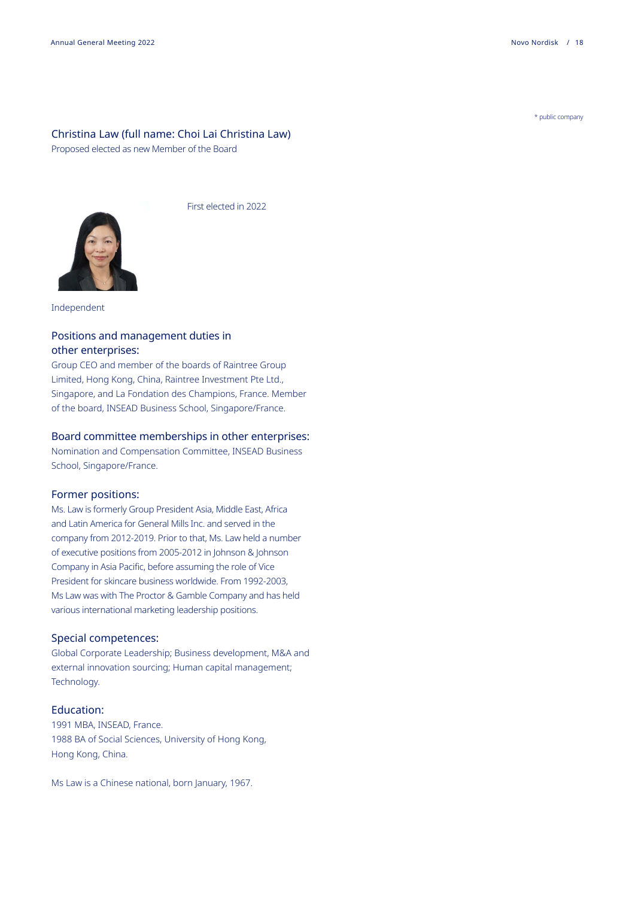\* public company

## Christina Law (full name: Choi Lai Christina Law)

Proposed elected as new Member of the Board

First elected in 2022

Independent

### Positions and management duties in other enterprises:

Group CEO and member of the boards of Raintree Group Limited, Hong Kong, China, Raintree Investment Pte Ltd., Singapore, and La Fondation des Champions, France. Member of the board, INSEAD Business School, Singapore/France.

### Board committee memberships in other enterprises:

Nomination and Compensation Committee, INSEAD Business School, Singapore/France.

### Former positions:

Ms. Law is formerly Group President Asia, Middle East, Africa and Latin America for General Mills Inc. and served in the company from 2012-2019. Prior to that, Ms. Law held a number of executive positions from 2005-2012 in Johnson & Johnson Company in Asia Pacific, before assuming the role of Vice President for skincare business worldwide. From 1992-2003, Ms Law was with The Proctor & Gamble Company and has held various international marketing leadership positions.

### Special competences:

Global Corporate Leadership; Business development, M&A and external innovation sourcing; Human capital management; Technology.

### Education:

1991 MBA, INSEAD, France.
1988 BA of Social Sciences, University of Hong Kong, Hong Kong, China.

Ms Law is a Chinese national, born January, 1967.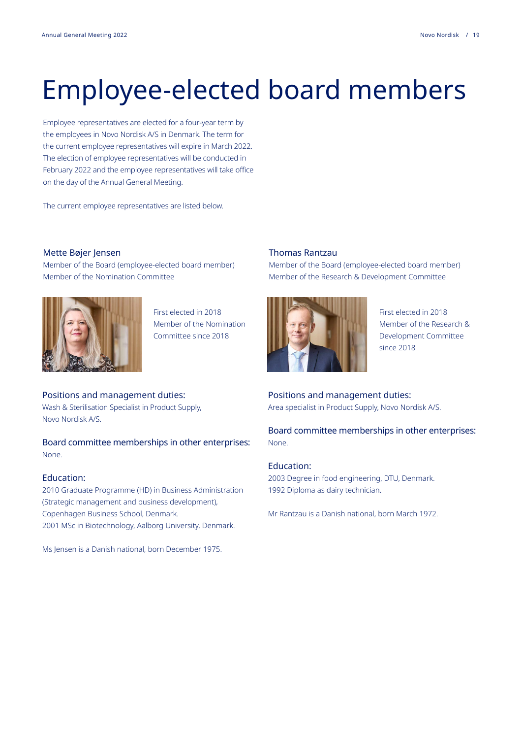# Employee-elected board members

Employee representatives are elected for a four-year term by the employees in Novo Nordisk A/S in Denmark. The term for the current employee representatives will expire in March 2022. The election of employee representatives will be conducted in February 2022 and the employee representatives will take office on the day of the Annual General Meeting.

The current employee representatives are listed below.

### Mette Bøjer Jensen

Member of the Board (employee-elected board member)
Member of the Nomination Committee

First elected in 2018
Member of the Nomination Committee since 2018

#### Positions and management duties:

Wash & Sterilisation Specialist in Product Supply, Novo Nordisk A/S.

#### Board committee memberships in other enterprises:

None.

#### Education:

2010 Graduate Programme (HD) in Business Administration (Strategic management and business development), Copenhagen Business School, Denmark.
2001 MSc in Biotechnology, Aalborg University, Denmark.

Ms Jensen is a Danish national, born December 1975.

### Thomas Rantzau

Member of the Board (employee-elected board member)
Member of the Research & Development Committee

First elected in 2018
Member of the Research & Development Committee since 2018

#### Positions and management duties:

Area specialist in Product Supply, Novo Nordisk A/S.

#### Board committee memberships in other enterprises:

None.

#### Education:

2003 Degree in food engineering, DTU, Denmark.
1992 Diploma as dairy technician.

Mr Rantzau is a Danish national, born March 1972.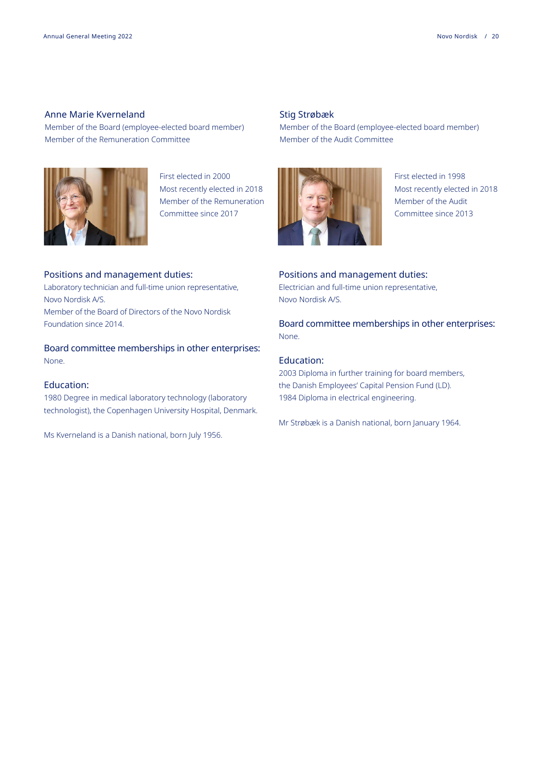## Anne Marie Kverneland

Member of the Board (employee-elected board member)
Member of the Remuneration Committee

First elected in 2000
Most recently elected in 2018
Member of the Remuneration Committee since 2017

### Positions and management duties:

Laboratory technician and full-time union representative, Novo Nordisk A/S.
Member of the Board of Directors of the Novo Nordisk Foundation since 2014.

### Board committee memberships in other enterprises:

None.

### Education:

1980 Degree in medical laboratory technology (laboratory technologist), the Copenhagen University Hospital, Denmark.

Ms Kverneland is a Danish national, born July 1956.

## Stig Strøbæk

Member of the Board (employee-elected board member)
Member of the Audit Committee

First elected in 1998
Most recently elected in 2018
Member of the Audit Committee since 2013

### Positions and management duties:

Electrician and full-time union representative, Novo Nordisk A/S.

### Board committee memberships in other enterprises:

None.

### Education:

2003 Diploma in further training for board members, the Danish Employees' Capital Pension Fund (LD).
1984 Diploma in electrical engineering.

Mr Strøbæk is a Danish national, born January 1964.